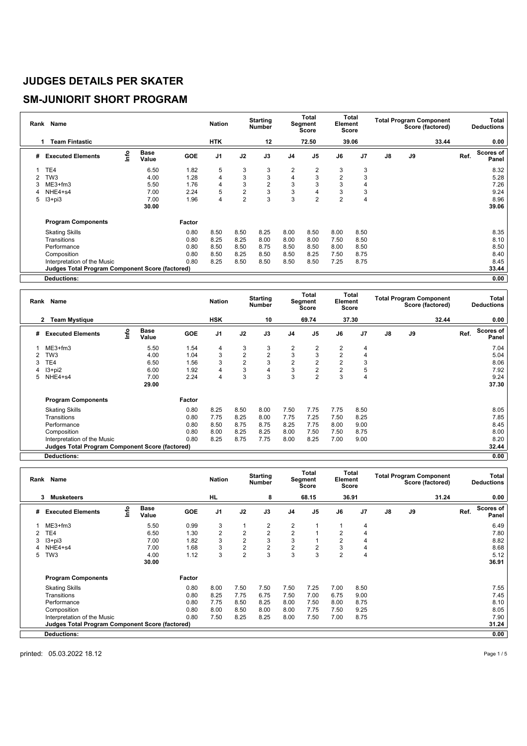# JUDGES DETAILS PER SKATER

## SM-JUNIORIT SHORT PROGRAM

| Rank | Name | Nation | Starting Number | Total Segment Score | Total Element Score | Total Program Component Score (factored) | Total Deductions |
|---|---|---|---|---|---|---|---|
| 1 | Team Fintastic | HTK | 12 | 72.50 | 39.06 | 33.44 | 0.00 |

| # | Executed Elements | Info | Base Value | GOE | J1 | J2 | J3 | J4 | J5 | J6 | J7 | J8 | J9 | Ref. | Scores of Panel |
|---|---|---|---|---|---|---|---|---|---|---|---|---|---|---|---|
| 1 | TE4 | | 6.50 | 1.82 | 5 | 3 | 3 | 2 | 2 | 3 | 3 | | | | 8.32 |
| 2 | TW3 | | 4.00 | 1.28 | 4 | 3 | 3 | 4 | 3 | 2 | 3 | | | | 5.28 |
| 3 | ME3+fm3 | | 5.50 | 1.76 | 4 | 3 | 2 | 3 | 3 | 3 | 4 | | | | 7.26 |
| 4 | NHE4+s4 | | 7.00 | 2.24 | 5 | 2 | 3 | 3 | 4 | 3 | 3 | | | | 9.24 |
| 5 | I3+pi3 | | 7.00 | 1.96 | 4 | 2 | 3 | 3 | 2 | 2 | 4 | | | | 8.96 |
| | | | 30.00 | | | | | | | | | | | | 39.06 |

| Program Components | Factor | J1 | J2 | J3 | J4 | J5 | J6 | J7 | J8 | J9 | Scores of Panel |
|---|---|---|---|---|---|---|---|---|---|---|---|
| Skating Skills | 0.80 | 8.50 | 8.50 | 8.25 | 8.00 | 8.50 | 8.00 | 8.50 | | | 8.35 |
| Transitions | 0.80 | 8.25 | 8.25 | 8.00 | 8.00 | 8.00 | 7.50 | 8.50 | | | 8.10 |
| Performance | 0.80 | 8.50 | 8.50 | 8.75 | 8.50 | 8.50 | 8.00 | 8.50 | | | 8.50 |
| Composition | 0.80 | 8.50 | 8.25 | 8.50 | 8.50 | 8.25 | 7.50 | 8.75 | | | 8.40 |
| Interpretation of the Music | 0.80 | 8.25 | 8.50 | 8.50 | 8.50 | 8.50 | 7.25 | 8.75 | | | 8.45 |
| **Judges Total Program Component Score (factored)** | | | | | | | | | | | 33.44 |
| **Deductions:** | | | | | | | | | | | 0.00 |

| Rank | Name | Nation | Starting Number | Total Segment Score | Total Element Score | Total Program Component Score (factored) | Total Deductions |
|---|---|---|---|---|---|---|---|
| 2 | Team Mystique | HSK | 10 | 69.74 | 37.30 | 32.44 | 0.00 |

| # | Executed Elements | Info | Base Value | GOE | J1 | J2 | J3 | J4 | J5 | J6 | J7 | J8 | J9 | Ref. | Scores of Panel |
|---|---|---|---|---|---|---|---|---|---|---|---|---|---|---|---|
| 1 | ME3+fm3 | | 5.50 | 1.54 | 4 | 3 | 3 | 2 | 2 | 2 | 4 | | | | 7.04 |
| 2 | TW3 | | 4.00 | 1.04 | 3 | 2 | 2 | 3 | 3 | 2 | 4 | | | | 5.04 |
| 3 | TE4 | | 6.50 | 1.56 | 3 | 2 | 3 | 2 | 2 | 2 | 3 | | | | 8.06 |
| 4 | I3+pi2 | | 6.00 | 1.92 | 4 | 3 | 4 | 3 | 2 | 2 | 5 | | | | 7.92 |
| 5 | NHE4+s4 | | 7.00 | 2.24 | 4 | 3 | 3 | 3 | 2 | 3 | 4 | | | | 9.24 |
| | | | 29.00 | | | | | | | | | | | | 37.30 |

| Program Components | Factor | J1 | J2 | J3 | J4 | J5 | J6 | J7 | J8 | J9 | Scores of Panel |
|---|---|---|---|---|---|---|---|---|---|---|---|
| Skating Skills | 0.80 | 8.25 | 8.50 | 8.00 | 7.50 | 7.75 | 7.75 | 8.50 | | | 8.05 |
| Transitions | 0.80 | 7.75 | 8.25 | 8.00 | 7.75 | 7.25 | 7.50 | 8.25 | | | 7.85 |
| Performance | 0.80 | 8.50 | 8.75 | 8.75 | 8.25 | 7.75 | 8.00 | 9.00 | | | 8.45 |
| Composition | 0.80 | 8.00 | 8.25 | 8.25 | 8.00 | 7.50 | 7.50 | 8.75 | | | 8.00 |
| Interpretation of the Music | 0.80 | 8.25 | 8.75 | 7.75 | 8.00 | 8.25 | 7.00 | 9.00 | | | 8.20 |
| **Judges Total Program Component Score (factored)** | | | | | | | | | | | 32.44 |
| **Deductions:** | | | | | | | | | | | 0.00 |

| Rank | Name | Nation | Starting Number | Total Segment Score | Total Element Score | Total Program Component Score (factored) | Total Deductions |
|---|---|---|---|---|---|---|---|
| 3 | Musketeers | HL | 8 | 68.15 | 36.91 | 31.24 | 0.00 |

| # | Executed Elements | Info | Base Value | GOE | J1 | J2 | J3 | J4 | J5 | J6 | J7 | J8 | J9 | Ref. | Scores of Panel |
|---|---|---|---|---|---|---|---|---|---|---|---|---|---|---|---|
| 1 | ME3+fm3 | | 5.50 | 0.99 | 3 | 1 | 2 | 2 | 1 | 1 | 4 | | | | 6.49 |
| 2 | TE4 | | 6.50 | 1.30 | 2 | 2 | 2 | 2 | 1 | 2 | 4 | | | | 7.80 |
| 3 | I3+pi3 | | 7.00 | 1.82 | 3 | 2 | 3 | 3 | 1 | 2 | 4 | | | | 8.82 |
| 4 | NHE4+s4 | | 7.00 | 1.68 | 3 | 2 | 2 | 2 | 2 | 3 | 4 | | | | 8.68 |
| 5 | TW3 | | 4.00 | 1.12 | 3 | 2 | 3 | 3 | 3 | 2 | 4 | | | | 5.12 |
| | | | 30.00 | | | | | | | | | | | | 36.91 |

| Program Components | Factor | J1 | J2 | J3 | J4 | J5 | J6 | J7 | J8 | J9 | Scores of Panel |
|---|---|---|---|---|---|---|---|---|---|---|---|
| Skating Skills | 0.80 | 8.00 | 7.50 | 7.50 | 7.50 | 7.25 | 7.00 | 8.50 | | | 7.55 |
| Transitions | 0.80 | 8.25 | 7.75 | 6.75 | 7.50 | 7.00 | 6.75 | 9.00 | | | 7.45 |
| Performance | 0.80 | 7.75 | 8.50 | 8.25 | 8.00 | 7.50 | 8.00 | 8.75 | | | 8.10 |
| Composition | 0.80 | 8.00 | 8.50 | 8.00 | 8.00 | 7.75 | 7.50 | 9.25 | | | 8.05 |
| Interpretation of the Music | 0.80 | 7.50 | 8.25 | 8.25 | 8.00 | 7.50 | 7.00 | 8.75 | | | 7.90 |
| **Judges Total Program Component Score (factored)** | | | | | | | | | | | 31.24 |
| **Deductions:** | | | | | | | | | | | 0.00 |

printed: 05.03.2022 18.12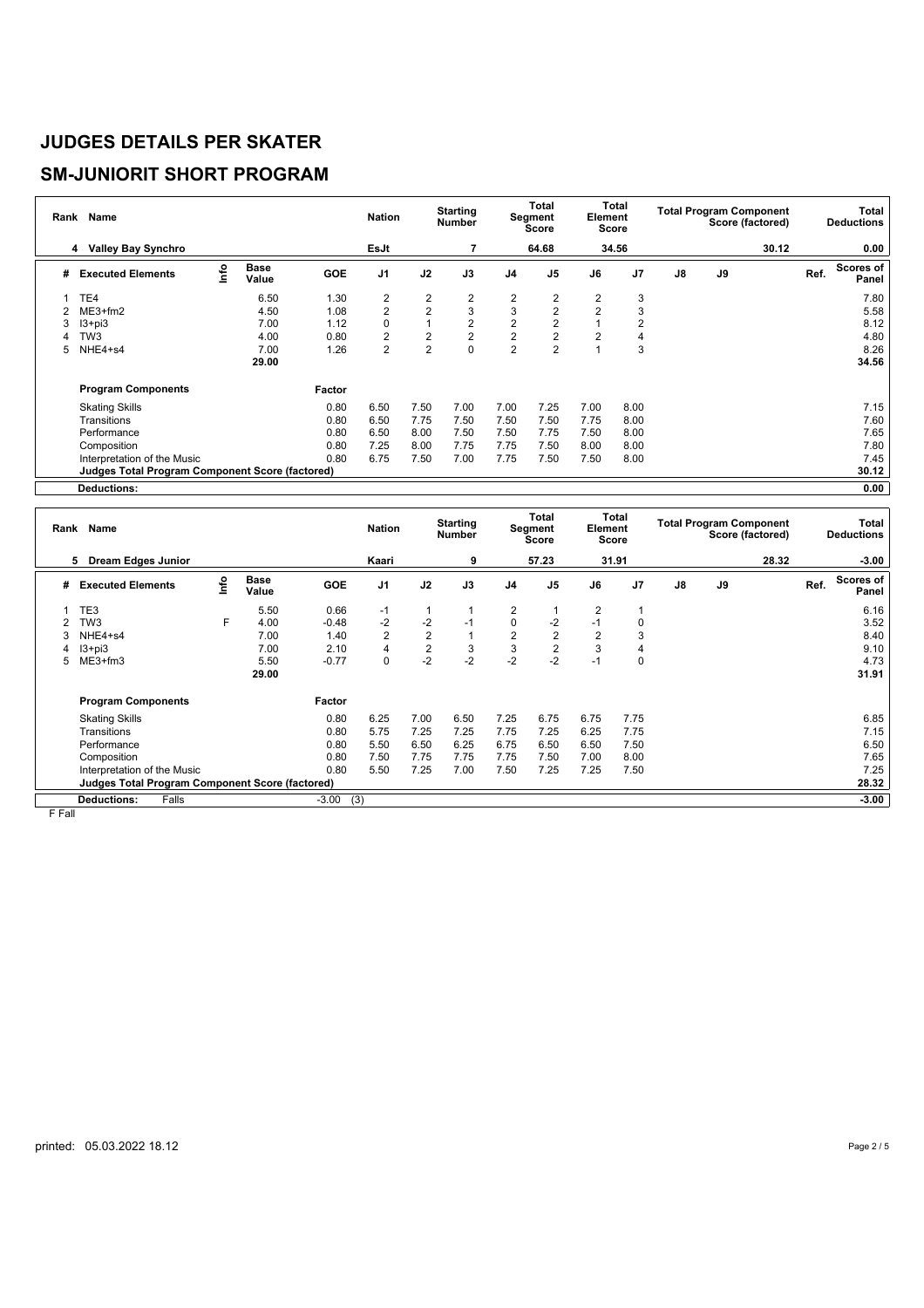# JUDGES DETAILS PER SKATER

## SM-JUNIORIT SHORT PROGRAM

| Rank | Name | Nation | Starting Number | Total Segment Score | Total Element Score | Total Program Component Score (factored) | Total Deductions |
|---|---|---|---|---|---|---|---|
| 4 | Valley Bay Synchro | EsJt | 7 | 64.68 | 34.56 | 30.12 | 0.00 |

| # | Executed Elements | Info | Base Value | GOE | J1 | J2 | J3 | J4 | J5 | J6 | J7 | J8 | J9 | Ref. | Scores of Panel |
|---|---|---|---|---|---|---|---|---|---|---|---|---|---|---|---|
| 1 | TE4 | | 6.50 | 1.30 | 2 | 2 | 2 | 2 | 2 | 2 | 3 | | | | 7.80 |
| 2 | ME3+fm2 | | 4.50 | 1.08 | 2 | 2 | 3 | 3 | 2 | 2 | 3 | | | | 5.58 |
| 3 | I3+pi3 | | 7.00 | 1.12 | 0 | 1 | 2 | 2 | 2 | 1 | 2 | | | | 8.12 |
| 4 | TW3 | | 4.00 | 0.80 | 2 | 2 | 2 | 2 | 2 | 2 | 4 | | | | 4.80 |
| 5 | NHE4+s4 | | 7.00 | 1.26 | 2 | 2 | 0 | 2 | 2 | 1 | 3 | | | | 8.26 |
| | | | 29.00 | | | | | | | | | | | | 34.56 |

| Program Components | Factor | J1 | J2 | J3 | J4 | J5 | J6 | J7 | J8 | J9 | Scores of Panel |
|---|---|---|---|---|---|---|---|---|---|---|---|
| Skating Skills | 0.80 | 6.50 | 7.50 | 7.00 | 7.00 | 7.25 | 7.00 | 8.00 | | | 7.15 |
| Transitions | 0.80 | 6.50 | 7.75 | 7.50 | 7.50 | 7.50 | 7.75 | 8.00 | | | 7.60 |
| Performance | 0.80 | 6.50 | 8.00 | 7.50 | 7.50 | 7.75 | 7.50 | 8.00 | | | 7.65 |
| Composition | 0.80 | 7.25 | 8.00 | 7.75 | 7.75 | 7.50 | 8.00 | 8.00 | | | 7.80 |
| Interpretation of the Music | 0.80 | 6.75 | 7.50 | 7.00 | 7.75 | 7.50 | 7.50 | 8.00 | | | 7.45 |
| **Judges Total Program Component Score (factored)** | | | | | | | | | | | 30.12 |

| **Deductions:** | 0.00 |
|---|---|

| Rank | Name | Nation | Starting Number | Total Segment Score | Total Element Score | Total Program Component Score (factored) | Total Deductions |
|---|---|---|---|---|---|---|---|
| 5 | Dream Edges Junior | Kaari | 9 | 57.23 | 31.91 | 28.32 | -3.00 |

| # | Executed Elements | Info | Base Value | GOE | J1 | J2 | J3 | J4 | J5 | J6 | J7 | J8 | J9 | Ref. | Scores of Panel |
|---|---|---|---|---|---|---|---|---|---|---|---|---|---|---|---|
| 1 | TE3 | | 5.50 | 0.66 | -1 | 1 | 1 | 2 | 1 | 2 | 1 | | | | 6.16 |
| 2 | TW3 | F | 4.00 | -0.48 | -2 | -2 | -1 | 0 | -2 | -1 | 0 | | | | 3.52 |
| 3 | NHE4+s4 | | 7.00 | 1.40 | 2 | 2 | 1 | 2 | 2 | 2 | 3 | | | | 8.40 |
| 4 | I3+pi3 | | 7.00 | 2.10 | 4 | 2 | 3 | 3 | 2 | 3 | 4 | | | | 9.10 |
| 5 | ME3+fm3 | | 5.50 | -0.77 | 0 | -2 | -2 | -2 | -2 | -1 | 0 | | | | 4.73 |
| | | | 29.00 | | | | | | | | | | | | 31.91 |

| Program Components | Factor | J1 | J2 | J3 | J4 | J5 | J6 | J7 | J8 | J9 | Scores of Panel |
|---|---|---|---|---|---|---|---|---|---|---|---|
| Skating Skills | 0.80 | 6.25 | 7.00 | 6.50 | 7.25 | 6.75 | 6.75 | 7.75 | | | 6.85 |
| Transitions | 0.80 | 5.75 | 7.25 | 7.25 | 7.75 | 7.25 | 6.25 | 7.75 | | | 7.15 |
| Performance | 0.80 | 5.50 | 6.50 | 6.25 | 6.75 | 6.50 | 6.50 | 7.50 | | | 6.50 |
| Composition | 0.80 | 7.50 | 7.75 | 7.75 | 7.75 | 7.50 | 7.00 | 8.00 | | | 7.65 |
| Interpretation of the Music | 0.80 | 5.50 | 7.25 | 7.00 | 7.50 | 7.25 | 7.25 | 7.50 | | | 7.25 |
| **Judges Total Program Component Score (factored)** | | | | | | | | | | | 28.32 |

| **Deductions:** | Falls | -3.00 | (3) | -3.00 |
|---|---|---|---|---|

F Fall

printed: 05.03.2022 18.12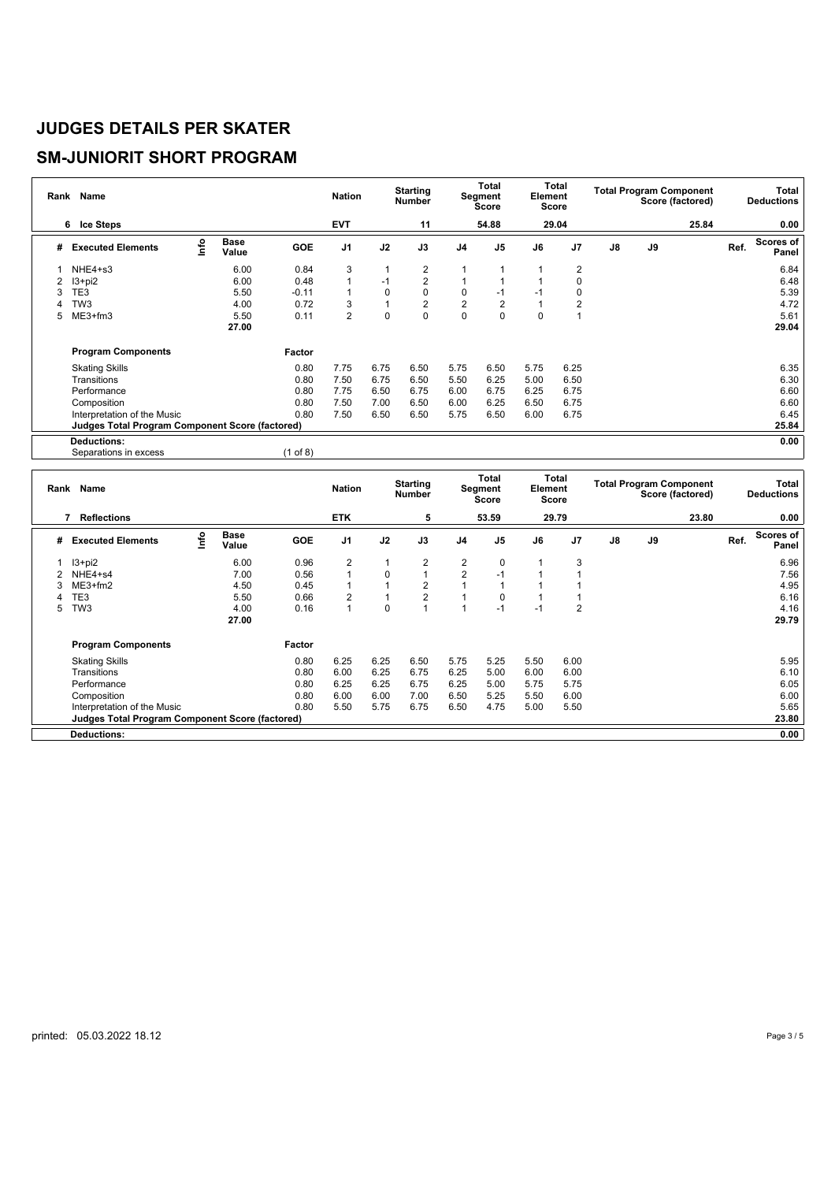# JUDGES DETAILS PER SKATER

## SM-JUNIORIT SHORT PROGRAM

| Rank | Name | Nation | Starting Number | Total Segment Score | Total Element Score | Total Program Component Score (factored) | Total Deductions |
|---|---|---|---|---|---|---|---|
| 6 | Ice Steps | EVT | 11 | 54.88 | 29.04 | 25.84 | 0.00 |

| # | Executed Elements | Info | Base Value | GOE | J1 | J2 | J3 | J4 | J5 | J6 | J7 | J8 | J9 | Ref. | Scores of Panel |
|---|---|---|---|---|---|---|---|---|---|---|---|---|---|---|---|
| 1 | NHE4+s3 | | 6.00 | 0.84 | 3 | 1 | 2 | 1 | 1 | 1 | 2 | | | | 6.84 |
| 2 | I3+pi2 | | 6.00 | 0.48 | 1 | -1 | 2 | 1 | 1 | 1 | 0 | | | | 6.48 |
| 3 | TE3 | | 5.50 | -0.11 | 1 | 0 | 0 | 0 | -1 | -1 | 0 | | | | 5.39 |
| 4 | TW3 | | 4.00 | 0.72 | 3 | 1 | 2 | 2 | 2 | 1 | 2 | | | | 4.72 |
| 5 | ME3+fm3 | | 5.50 | 0.11 | 2 | 0 | 0 | 0 | 0 | 0 | 1 | | | | 5.61 |
| | | | 27.00 | | | | | | | | | | | | 29.04 |

| Program Components | Factor | J1 | J2 | J3 | J4 | J5 | J6 | J7 | J8 | J9 | Scores of Panel |
|---|---|---|---|---|---|---|---|---|---|---|---|
| Skating Skills | 0.80 | 7.75 | 6.75 | 6.50 | 5.75 | 6.50 | 5.75 | 6.25 | | | 6.35 |
| Transitions | 0.80 | 7.50 | 6.75 | 6.50 | 5.50 | 6.25 | 5.00 | 6.50 | | | 6.30 |
| Performance | 0.80 | 7.75 | 6.50 | 6.75 | 6.00 | 6.75 | 6.25 | 6.75 | | | 6.60 |
| Composition | 0.80 | 7.50 | 7.00 | 6.50 | 6.00 | 6.25 | 6.50 | 6.75 | | | 6.60 |
| Interpretation of the Music | 0.80 | 7.50 | 6.50 | 6.50 | 5.75 | 6.50 | 6.00 | 6.75 | | | 6.45 |
| **Judges Total Program Component Score (factored)** | | | | | | | | | | | 25.84 |

**Deductions:** 0.00

Separations in excess (1 of 8)

| Rank | Name | Nation | Starting Number | Total Segment Score | Total Element Score | Total Program Component Score (factored) | Total Deductions |
|---|---|---|---|---|---|---|---|
| 7 | Reflections | ETK | 5 | 53.59 | 29.79 | 23.80 | 0.00 |

| # | Executed Elements | Info | Base Value | GOE | J1 | J2 | J3 | J4 | J5 | J6 | J7 | J8 | J9 | Ref. | Scores of Panel |
|---|---|---|---|---|---|---|---|---|---|---|---|---|---|---|---|
| 1 | I3+pi2 | | 6.00 | 0.96 | 2 | 1 | 2 | 2 | 0 | 1 | 3 | | | | 6.96 |
| 2 | NHE4+s4 | | 7.00 | 0.56 | 1 | 0 | 1 | 2 | -1 | 1 | 1 | | | | 7.56 |
| 3 | ME3+fm2 | | 4.50 | 0.45 | 1 | 1 | 2 | 1 | 1 | 1 | 1 | | | | 4.95 |
| 4 | TE3 | | 5.50 | 0.66 | 2 | 1 | 2 | 1 | 0 | 1 | 1 | | | | 6.16 |
| 5 | TW3 | | 4.00 | 0.16 | 1 | 0 | 1 | 1 | -1 | -1 | 2 | | | | 4.16 |
| | | | 27.00 | | | | | | | | | | | | 29.79 |

| Program Components | Factor | J1 | J2 | J3 | J4 | J5 | J6 | J7 | J8 | J9 | Scores of Panel |
|---|---|---|---|---|---|---|---|---|---|---|---|
| Skating Skills | 0.80 | 6.25 | 6.25 | 6.50 | 5.75 | 5.25 | 5.50 | 6.00 | | | 5.95 |
| Transitions | 0.80 | 6.00 | 6.25 | 6.75 | 6.25 | 5.00 | 6.00 | 6.00 | | | 6.10 |
| Performance | 0.80 | 6.25 | 6.25 | 6.75 | 6.25 | 5.00 | 5.75 | 5.75 | | | 6.05 |
| Composition | 0.80 | 6.00 | 6.00 | 7.00 | 6.50 | 5.25 | 5.50 | 6.00 | | | 6.00 |
| Interpretation of the Music | 0.80 | 5.50 | 5.75 | 6.75 | 6.50 | 4.75 | 5.00 | 5.50 | | | 5.65 |
| **Judges Total Program Component Score (factored)** | | | | | | | | | | | 23.80 |

**Deductions:** 0.00

printed: 05.03.2022 18.12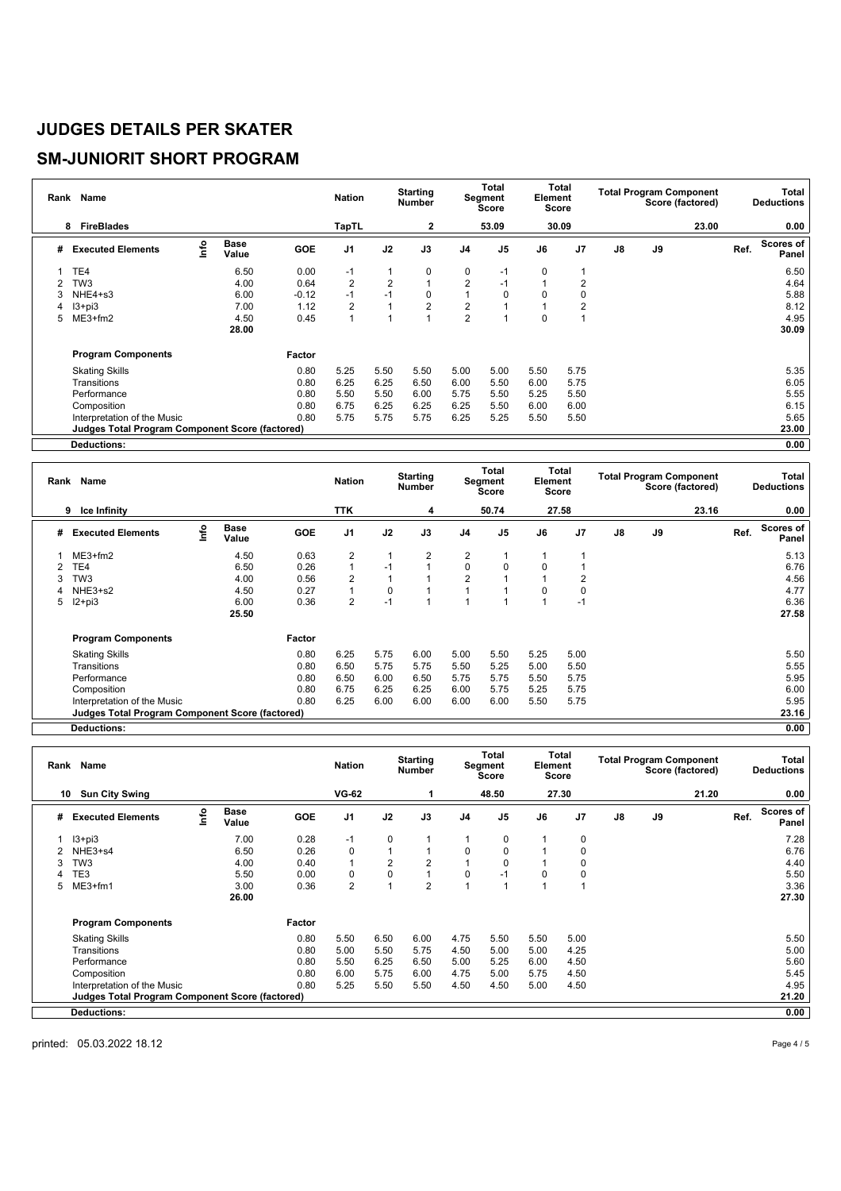# JUDGES DETAILS PER SKATER

## SM-JUNIORIT SHORT PROGRAM

| Rank | Name | Nation | Starting Number | Total Segment Score | Total Element Score | Total Program Component Score (factored) | Total Deductions |
|---|---|---|---|---|---|---|---|
| 8 | FireBlades | TapTL | 2 | 53.09 | 30.09 | 23.00 | 0.00 |

| # | Executed Elements | Info | Base Value | GOE | J1 | J2 | J3 | J4 | J5 | J6 | J7 | J8 | J9 | Ref. | Scores of Panel |
|---|---|---|---|---|---|---|---|---|---|---|---|---|---|---|---|
| 1 | TE4 | | 6.50 | 0.00 | -1 | 1 | 0 | 0 | -1 | 0 | 1 | | | | 6.50 |
| 2 | TW3 | | 4.00 | 0.64 | 2 | 2 | 1 | 2 | -1 | 1 | 2 | | | | 4.64 |
| 3 | NHE4+s3 | | 6.00 | -0.12 | -1 | -1 | 0 | 1 | 0 | 0 | 0 | | | | 5.88 |
| 4 | I3+pi3 | | 7.00 | 1.12 | 2 | 1 | 2 | 2 | 1 | 1 | 2 | | | | 8.12 |
| 5 | ME3+fm2 | | 4.50 | 0.45 | 1 | 1 | 1 | 2 | 1 | 0 | 1 | | | | 4.95 |
| | | | 28.00 | | | | | | | | | | | | 30.09 |

| Program Components | Factor | J1 | J2 | J3 | J4 | J5 | J6 | J7 | J8 | J9 | | Scores of Panel |
|---|---|---|---|---|---|---|---|---|---|---|---|---|
| Skating Skills | 0.80 | 5.25 | 5.50 | 5.50 | 5.00 | 5.00 | 5.50 | 5.75 | | | | 5.35 |
| Transitions | 0.80 | 6.25 | 6.25 | 6.50 | 6.00 | 5.50 | 6.00 | 5.75 | | | | 6.05 |
| Performance | 0.80 | 5.50 | 5.50 | 6.00 | 5.75 | 5.50 | 5.25 | 5.50 | | | | 5.55 |
| Composition | 0.80 | 6.75 | 6.25 | 6.25 | 6.25 | 5.50 | 6.00 | 6.00 | | | | 6.15 |
| Interpretation of the Music | 0.80 | 5.75 | 5.75 | 5.75 | 6.25 | 5.25 | 5.50 | 5.50 | | | | 5.65 |
| **Judges Total Program Component Score (factored)** | | | | | | | | | | | | 23.00 |
| **Deductions:** | | | | | | | | | | | | 0.00 |

| Rank | Name | Nation | Starting Number | Total Segment Score | Total Element Score | Total Program Component Score (factored) | Total Deductions |
|---|---|---|---|---|---|---|---|
| 9 | Ice Infinity | TTK | 4 | 50.74 | 27.58 | 23.16 | 0.00 |

| # | Executed Elements | Info | Base Value | GOE | J1 | J2 | J3 | J4 | J5 | J6 | J7 | J8 | J9 | Ref. | Scores of Panel |
|---|---|---|---|---|---|---|---|---|---|---|---|---|---|---|---|
| 1 | ME3+fm2 | | 4.50 | 0.63 | 2 | 1 | 2 | 2 | 1 | 1 | 1 | | | | 5.13 |
| 2 | TE4 | | 6.50 | 0.26 | 1 | -1 | 1 | 0 | 0 | 0 | 1 | | | | 6.76 |
| 3 | TW3 | | 4.00 | 0.56 | 2 | 1 | 1 | 2 | 1 | 1 | 2 | | | | 4.56 |
| 4 | NHE3+s2 | | 4.50 | 0.27 | 1 | 0 | 1 | 1 | 1 | 0 | 0 | | | | 4.77 |
| 5 | I2+pi3 | | 6.00 | 0.36 | 2 | -1 | 1 | 1 | 1 | 1 | -1 | | | | 6.36 |
| | | | 25.50 | | | | | | | | | | | | 27.58 |

| Program Components | Factor | J1 | J2 | J3 | J4 | J5 | J6 | J7 | J8 | J9 | | Scores of Panel |
|---|---|---|---|---|---|---|---|---|---|---|---|---|
| Skating Skills | 0.80 | 6.25 | 5.75 | 6.00 | 5.00 | 5.50 | 5.25 | 5.00 | | | | 5.50 |
| Transitions | 0.80 | 6.50 | 5.75 | 5.75 | 5.50 | 5.25 | 5.00 | 5.50 | | | | 5.55 |
| Performance | 0.80 | 6.50 | 6.00 | 6.50 | 5.75 | 5.75 | 5.50 | 5.75 | | | | 5.95 |
| Composition | 0.80 | 6.75 | 6.25 | 6.25 | 6.00 | 5.75 | 5.25 | 5.75 | | | | 6.00 |
| Interpretation of the Music | 0.80 | 6.25 | 6.00 | 6.00 | 6.00 | 6.00 | 5.50 | 5.75 | | | | 5.95 |
| **Judges Total Program Component Score (factored)** | | | | | | | | | | | | 23.16 |
| **Deductions:** | | | | | | | | | | | | 0.00 |

| Rank | Name | Nation | Starting Number | Total Segment Score | Total Element Score | Total Program Component Score (factored) | Total Deductions |
|---|---|---|---|---|---|---|---|
| 10 | Sun City Swing | VG-62 | 1 | 48.50 | 27.30 | 21.20 | 0.00 |

| # | Executed Elements | Info | Base Value | GOE | J1 | J2 | J3 | J4 | J5 | J6 | J7 | J8 | J9 | Ref. | Scores of Panel |
|---|---|---|---|---|---|---|---|---|---|---|---|---|---|---|---|
| 1 | I3+pi3 | | 7.00 | 0.28 | -1 | 0 | 1 | 1 | 0 | 1 | 0 | | | | 7.28 |
| 2 | NHE3+s4 | | 6.50 | 0.26 | 0 | 1 | 1 | 0 | 0 | 1 | 0 | | | | 6.76 |
| 3 | TW3 | | 4.00 | 0.40 | 1 | 2 | 2 | 1 | 0 | 1 | 0 | | | | 4.40 |
| 4 | TE3 | | 5.50 | 0.00 | 0 | 0 | 1 | 0 | -1 | 0 | 0 | | | | 5.50 |
| 5 | ME3+fm1 | | 3.00 | 0.36 | 2 | 1 | 2 | 1 | 1 | 1 | 1 | | | | 3.36 |
| | | | 26.00 | | | | | | | | | | | | 27.30 |

| Program Components | Factor | J1 | J2 | J3 | J4 | J5 | J6 | J7 | J8 | J9 | | Scores of Panel |
|---|---|---|---|---|---|---|---|---|---|---|---|---|
| Skating Skills | 0.80 | 5.50 | 6.50 | 6.00 | 4.75 | 5.50 | 5.50 | 5.00 | | | | 5.50 |
| Transitions | 0.80 | 5.00 | 5.50 | 5.75 | 4.50 | 5.00 | 5.00 | 4.25 | | | | 5.00 |
| Performance | 0.80 | 5.50 | 6.25 | 6.50 | 5.00 | 5.25 | 6.00 | 4.50 | | | | 5.60 |
| Composition | 0.80 | 6.00 | 5.75 | 6.00 | 4.75 | 5.00 | 5.75 | 4.50 | | | | 5.45 |
| Interpretation of the Music | 0.80 | 5.25 | 5.50 | 5.50 | 4.50 | 4.50 | 5.00 | 4.50 | | | | 4.95 |
| **Judges Total Program Component Score (factored)** | | | | | | | | | | | | 21.20 |
| **Deductions:** | | | | | | | | | | | | 0.00 |

printed: 05.03.2022 18.12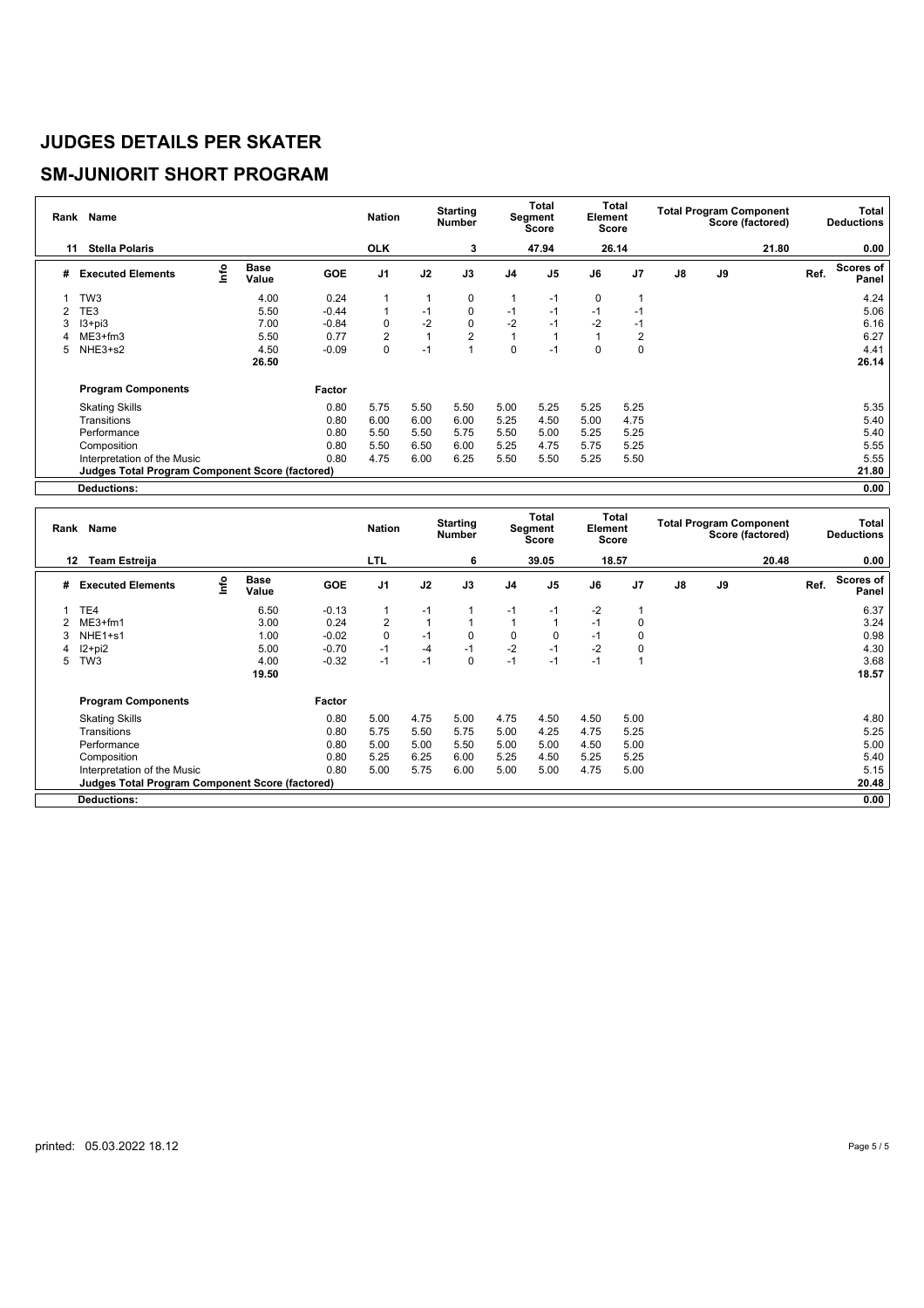# JUDGES DETAILS PER SKATER

## SM-JUNIORIT SHORT PROGRAM

| Rank | Name | | | | Nation | | Starting Number | | Total Segment Score | | Total Element Score | | | Total Program Component Score (factored) | | | Total Deductions |
|---|---|---|---|---|---|---|---|---|---|---|---|---|---|---|---|---|---|
| 11 | Stella Polaris | | | | OLK | | 3 | | 47.94 | | 26.14 | | | | 21.80 | | 0.00 |
| # | Executed Elements | Info | Base Value | GOE | J1 | J2 | J3 | J4 | J5 | J6 | J7 | J8 | J9 | | | Ref. | Scores of Panel |
| 1 | TW3 | | 4.00 | 0.24 | 1 | 1 | 0 | 1 | -1 | 0 | 1 | | | | | | 4.24 |
| 2 | TE3 | | 5.50 | -0.44 | 1 | -1 | 0 | -1 | -1 | -1 | -1 | | | | | | 5.06 |
| 3 | I3+pi3 | | 7.00 | -0.84 | 0 | -2 | 0 | -2 | -1 | -2 | -1 | | | | | | 6.16 |
| 4 | ME3+fm3 | | 5.50 | 0.77 | 2 | 1 | 2 | 1 | 1 | 1 | 2 | | | | | | 6.27 |
| 5 | NHE3+s2 | | 4.50 | -0.09 | 0 | -1 | 1 | 0 | -1 | 0 | 0 | | | | | | 4.41 |
| | | | 26.50 | | | | | | | | | | | | | | 26.14 |
| | Program Components | | | Factor | | | | | | | | | | | | | |
| | Skating Skills | | | 0.80 | 5.75 | 5.50 | 5.50 | 5.00 | 5.25 | 5.25 | 5.25 | | | | | | 5.35 |
| | Transitions | | | 0.80 | 6.00 | 6.00 | 6.00 | 5.25 | 4.50 | 5.00 | 4.75 | | | | | | 5.40 |
| | Performance | | | 0.80 | 5.50 | 5.50 | 5.75 | 5.50 | 5.00 | 5.25 | 5.25 | | | | | | 5.40 |
| | Composition | | | 0.80 | 5.50 | 6.50 | 6.00 | 5.25 | 4.75 | 5.75 | 5.25 | | | | | | 5.55 |
| | Interpretation of the Music | | | 0.80 | 4.75 | 6.00 | 6.25 | 5.50 | 5.50 | 5.25 | 5.50 | | | | | | 5.55 |
| | Judges Total Program Component Score (factored) | | | | | | | | | | | | | | | | 21.80 |
| | Deductions: | | | | | | | | | | | | | | | | 0.00 |

| Rank | Name | | | | Nation | | Starting Number | | Total Segment Score | | Total Element Score | | | Total Program Component Score (factored) | | | Total Deductions |
|---|---|---|---|---|---|---|---|---|---|---|---|---|---|---|---|---|---|
| 12 | Team Estreija | | | | LTL | | 6 | | 39.05 | | 18.57 | | | | 20.48 | | 0.00 |
| # | Executed Elements | Info | Base Value | GOE | J1 | J2 | J3 | J4 | J5 | J6 | J7 | J8 | J9 | | | Ref. | Scores of Panel |
| 1 | TE4 | | 6.50 | -0.13 | 1 | -1 | 1 | -1 | -1 | -2 | 1 | | | | | | 6.37 |
| 2 | ME3+fm1 | | 3.00 | 0.24 | 2 | 1 | 1 | 1 | 1 | -1 | 0 | | | | | | 3.24 |
| 3 | NHE1+s1 | | 1.00 | -0.02 | 0 | -1 | 0 | 0 | 0 | -1 | 0 | | | | | | 0.98 |
| 4 | I2+pi2 | | 5.00 | -0.70 | -1 | -4 | -1 | -2 | -1 | -2 | 0 | | | | | | 4.30 |
| 5 | TW3 | | 4.00 | -0.32 | -1 | -1 | 0 | -1 | -1 | -1 | 1 | | | | | | 3.68 |
| | | | 19.50 | | | | | | | | | | | | | | 18.57 |
| | Program Components | | | Factor | | | | | | | | | | | | | |
| | Skating Skills | | | 0.80 | 5.00 | 4.75 | 5.00 | 4.75 | 4.50 | 4.50 | 5.00 | | | | | | 4.80 |
| | Transitions | | | 0.80 | 5.75 | 5.50 | 5.75 | 5.00 | 4.25 | 4.75 | 5.25 | | | | | | 5.25 |
| | Performance | | | 0.80 | 5.00 | 5.00 | 5.50 | 5.00 | 5.00 | 4.50 | 5.00 | | | | | | 5.00 |
| | Composition | | | 0.80 | 5.25 | 6.25 | 6.00 | 5.25 | 4.50 | 5.25 | 5.25 | | | | | | 5.40 |
| | Interpretation of the Music | | | 0.80 | 5.00 | 5.75 | 6.00 | 5.00 | 5.00 | 4.75 | 5.00 | | | | | | 5.15 |
| | Judges Total Program Component Score (factored) | | | | | | | | | | | | | | | | 20.48 |
| | Deductions: | | | | | | | | | | | | | | | | 0.00 |

printed: 05.03.2022 18.12